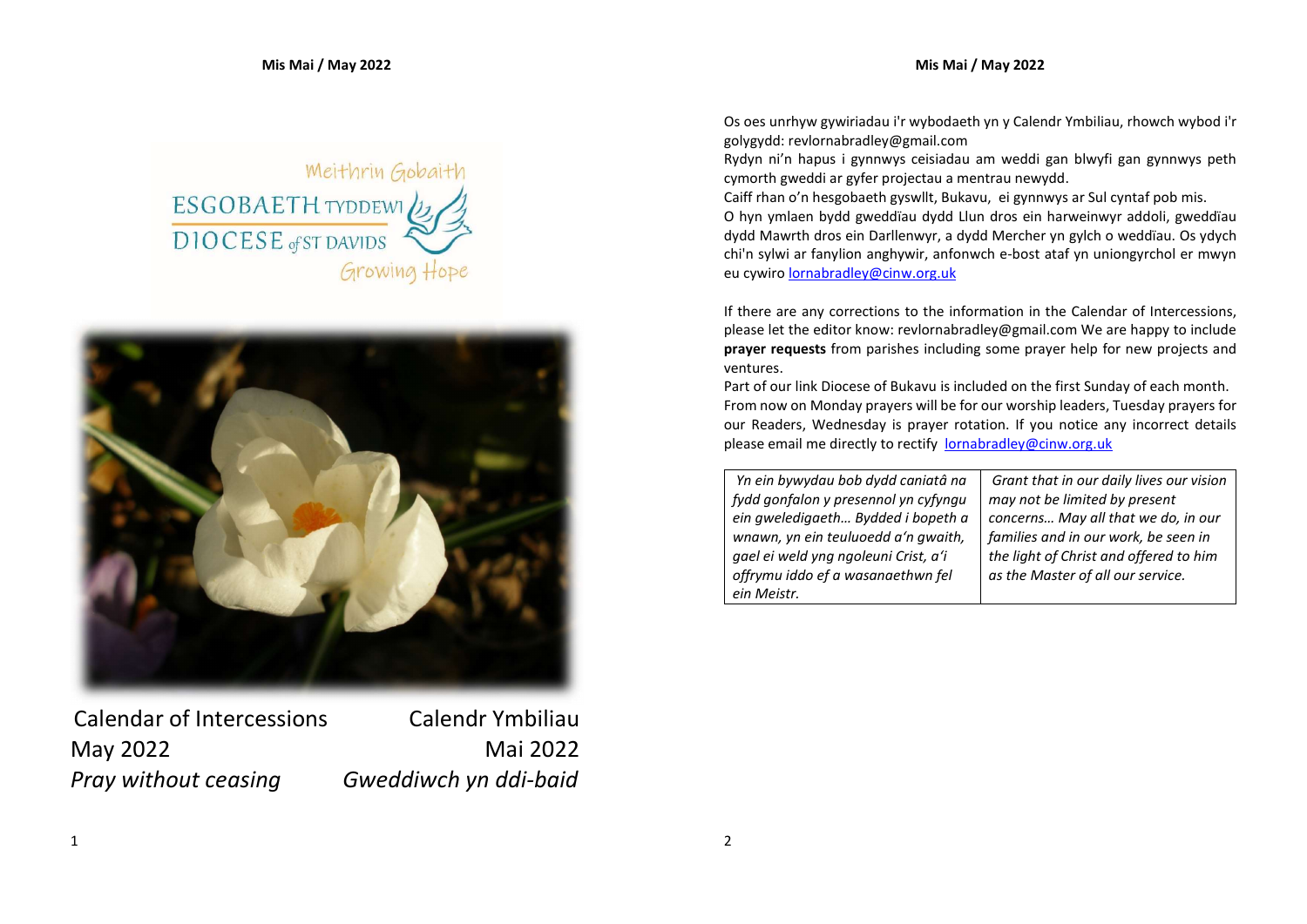Meithrin Gobaith

ESGOBAETH TYDDEWI

DIOCESE of ST DAVIDS

Growing Hope

| Calendar of Intercessions | Calendr Ymbiliau |
|---|---|
| May 2022 | Mai 2022 |
| *Pray without ceasing* | *Gweddiwch yn ddi-baid* |

Os oes unrhyw gywiriadau i'r wybodaeth yn y Calendr Ymbiliau, rhowch wybod i'r golygydd: revlornabradley@gmail.com

Rydyn ni'n hapus i gynnwys ceisiadau am weddi gan blwyfi gan gynnwys peth cymorth gweddi ar gyfer projectau a mentrau newydd.

Caiff rhan o'n hesgobaeth gyswllt, Bukavu, ei gynnwys ar Sul cyntaf pob mis.

O hyn ymlaen bydd gweddïau dydd Llun dros ein harweinwyr addoli, gweddïau dydd Mawrth dros ein Darllenwyr, a dydd Mercher yn gylch o weddïau. Os ydych chi'n sylwi ar fanylion anghywir, anfonwch e-bost ataf yn uniongyrchol er mwyn eu cywiro lornabradley@cinw.org.uk

If there are any corrections to the information in the Calendar of Intercessions, please let the editor know: revlornabradley@gmail.com We are happy to include **prayer requests** from parishes including some prayer help for new projects and ventures.

Part of our link Diocese of Bukavu is included on the first Sunday of each month.

From now on Monday prayers will be for our worship leaders, Tuesday prayers for our Readers, Wednesday is prayer rotation. If you notice any incorrect details please email me directly to rectify lornabradley@cinw.org.uk

| | |
|---|---|
| *Yn ein bywydau bob dydd caniatâ na fydd gonfalon y presennol yn cyfyngu ein gweledigaeth… Bydded i bopeth a wnawn, yn ein teuluoedd a'n gwaith, gael ei weld yng ngoleuni Crist, a'i offrymu iddo ef a wasanaethwn fel ein Meistr.* | *Grant that in our daily lives our vision may not be limited by present concerns… May all that we do, in our families and in our work, be seen in the light of Christ and offered to him as the Master of all our service.* |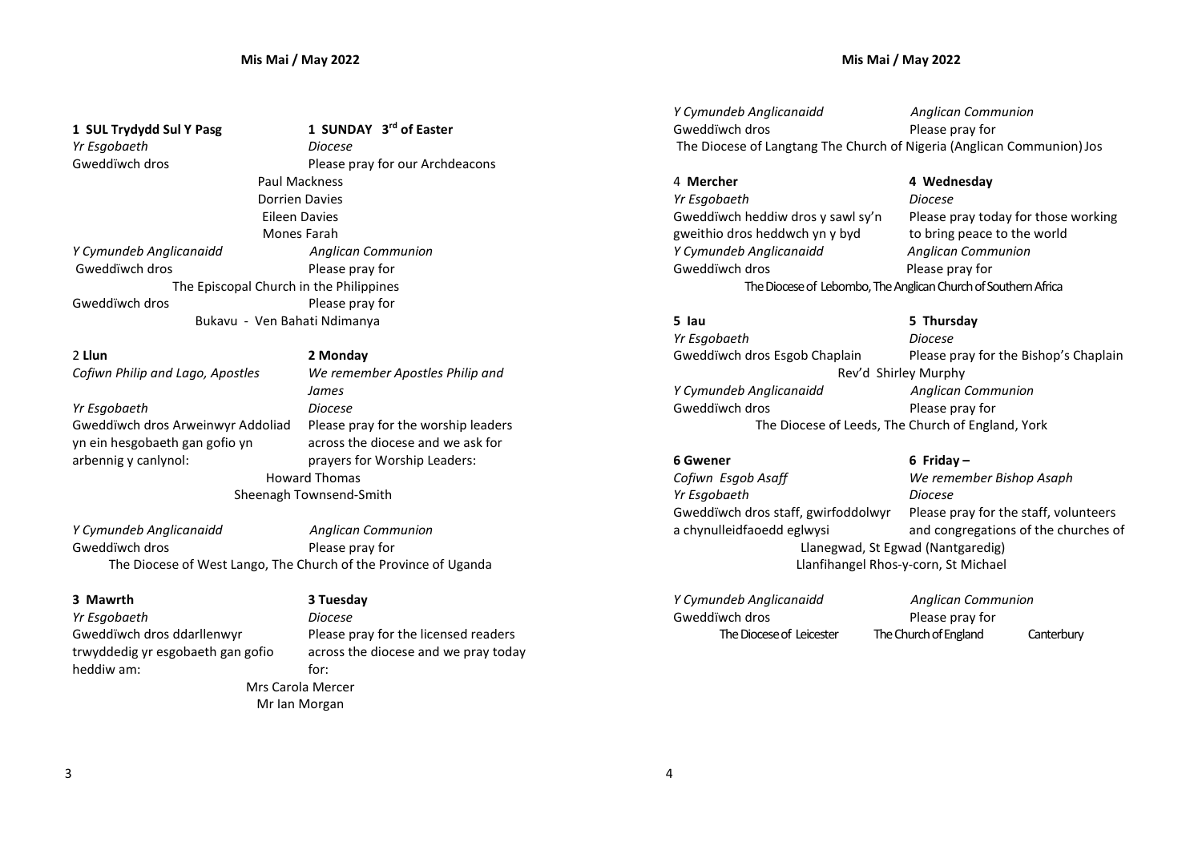## Mis Mai / May 2022

**1 SUL Trydydd Sul Y Pasg** | **1 SUNDAY 3rd of Easter**

*Yr Esgobaeth* | *Diocese*

Gweddïwch dros | Please pray for our Archdeacons

Paul Mackness
Dorrien Davies
Eileen Davies
Mones Farah

*Y Cymundeb Anglicanaidd* | *Anglican Communion*

Gweddïwch dros | Please pray for

The Episcopal Church in the Philippines

Gweddïwch dros | Please pray for

Bukavu - Ven Bahati Ndimanya

2 **Llun** | **2 Monday**

*Cofiwn Philip and Lago, Apostles* | *We remember Apostles Philip and James*

*Yr Esgobaeth* | *Diocese*

Gweddïwch dros Arweinwyr Addoliad yn ein hesgobaeth gan gofio yn arbennig y canlynol: | Please pray for the worship leaders across the diocese and we ask for prayers for Worship Leaders:

Howard Thomas
Sheenagh Townsend-Smith

*Y Cymundeb Anglicanaidd* | *Anglican Communion*

Gweddïwch dros | Please pray for

The Diocese of West Lango, The Church of the Province of Uganda

**3 Mawrth** | **3 Tuesday**

*Yr Esgobaeth* | *Diocese*

Gweddïwch dros ddarllenwyr trwyddedig yr esgobaeth gan gofio heddiw am: | Please pray for the licensed readers across the diocese and we pray today for:

Mrs Carola Mercer
Mr Ian Morgan

*Y Cymundeb Anglicanaidd* | *Anglican Communion*

Gweddïwch dros | Please pray for

The Diocese of Langtang The Church of Nigeria (Anglican Communion) Jos

4 **Mercher** | **4 Wednesday**

*Yr Esgobaeth* | *Diocese*

Gweddïwch heddiw dros y sawl sy'n gweithio dros heddwch yn y byd | Please pray today for those working to bring peace to the world

*Y Cymundeb Anglicanaidd* | *Anglican Communion*

Gweddïwch dros | Please pray for

The Diocese of Lebombo, The Anglican Church of Southern Africa

**5 Iau** | **5 Thursday**

*Yr Esgobaeth* | *Diocese*

Gweddïwch dros Esgob Chaplain | Please pray for the Bishop's Chaplain

Rev'd Shirley Murphy

*Y Cymundeb Anglicanaidd* | *Anglican Communion*

Gweddïwch dros | Please pray for

The Diocese of Leeds, The Church of England, York

**6 Gwener** | **6 Friday –**

*Cofiwn Esgob Asaff* | *We remember Bishop Asaph*

*Yr Esgobaeth* | *Diocese*

Gweddïwch dros staff, gwirfoddolwyr a chynulleidfaoedd eglwysi | Please pray for the staff, volunteers and congregations of the churches of

Llanegwad, St Egwad (Nantgaredig)
Llanfihangel Rhos-y-corn, St Michael

*Y Cymundeb Anglicanaidd* | *Anglican Communion*

Gweddïwch dros | Please pray for

The Diocese of Leicester The Church of England Canterbury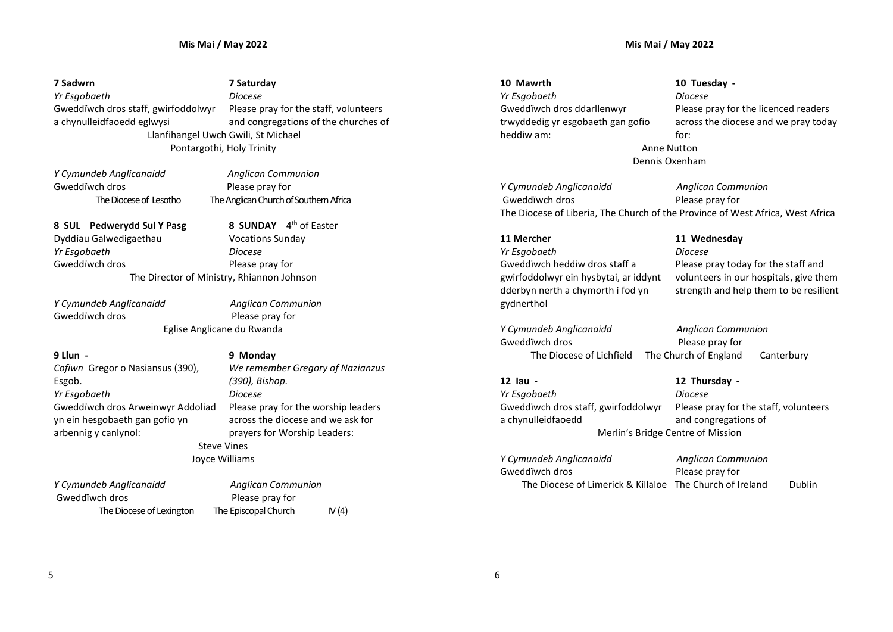**7 Sadwrn** — **7 Saturday**

*Yr Esgobaeth* — *Diocese*

Gweddïwch dros staff, gwirfoddolwyr a chynulleidfaoedd eglwysi

Please pray for the staff, volunteers and congregations of the churches of

Llanfihangel Uwch Gwili, St Michael
Pontargothi, Holy Trinity

*Y Cymundeb Anglicanaidd* — *Anglican Communion*

Gweddïwch dros — Please pray for

The Diocese of Lesotho — The Anglican Church of Southern Africa

**8 SUL Pedwerydd Sul Y Pasg** — **8 SUNDAY** 4th of Easter

Dyddiau Galwedigaethau — Vocations Sunday

*Yr Esgobaeth* — *Diocese*

Gweddïwch dros — Please pray for

The Director of Ministry, Rhiannon Johnson

*Y Cymundeb Anglicanaidd* — *Anglican Communion*

Gweddïwch dros — Please pray for

Eglise Anglicane du Rwanda

**9 Llun -** — **9 Monday**

*Cofiwn* Gregor o Nasiansus (390), Esgob. — *We remember Gregory of Nazianzus (390), Bishop.*

*Yr Esgobaeth* — *Diocese*

Gweddïwch dros Arweinwyr Addoliad yn ein hesgobaeth gan gofio yn arbennig y canlynol:

Please pray for the worship leaders across the diocese and we ask for prayers for Worship Leaders:

Steve Vines
Joyce Williams

*Y Cymundeb Anglicanaidd* — *Anglican Communion*

Gweddïwch dros — Please pray for

The Diocese of Lexington — The Episcopal Church — IV (4)

**10 Mawrth** — **10 Tuesday -**

*Yr Esgobaeth* — *Diocese*

Gweddïwch dros ddarllenwyr trwyddedig yr esgobaeth gan gofio heddiw am:

Please pray for the licenced readers across the diocese and we pray today for:

Anne Nutton
Dennis Oxenham

*Y Cymundeb Anglicanaidd* — *Anglican Communion*

Gweddïwch dros — Please pray for

The Diocese of Liberia, The Church of the Province of West Africa, West Africa

**11 Mercher** — **11 Wednesday**

*Yr Esgobaeth* — *Diocese*

Gweddïwch heddiw dros staff a gwirfoddolwyr ein hysbytai, ar iddynt dderbyn nerth a chymorth i fod yn gydnerthol

Please pray today for the staff and volunteers in our hospitals, give them strength and help them to be resilient

*Y Cymundeb Anglicanaidd* — *Anglican Communion*

Gweddïwch dros — Please pray for

The Diocese of Lichfield — The Church of England — Canterbury

**12 Iau -** — **12 Thursday -**

*Yr Esgobaeth* — *Diocese*

Gweddïwch dros staff, gwirfoddolwyr a chynulleidfaoedd

Please pray for the staff, volunteers and congregations of

Merlin's Bridge Centre of Mission

*Y Cymundeb Anglicanaidd* — *Anglican Communion*

Gweddïwch dros — Please pray for

The Diocese of Limerick & Killaloe — The Church of Ireland — Dublin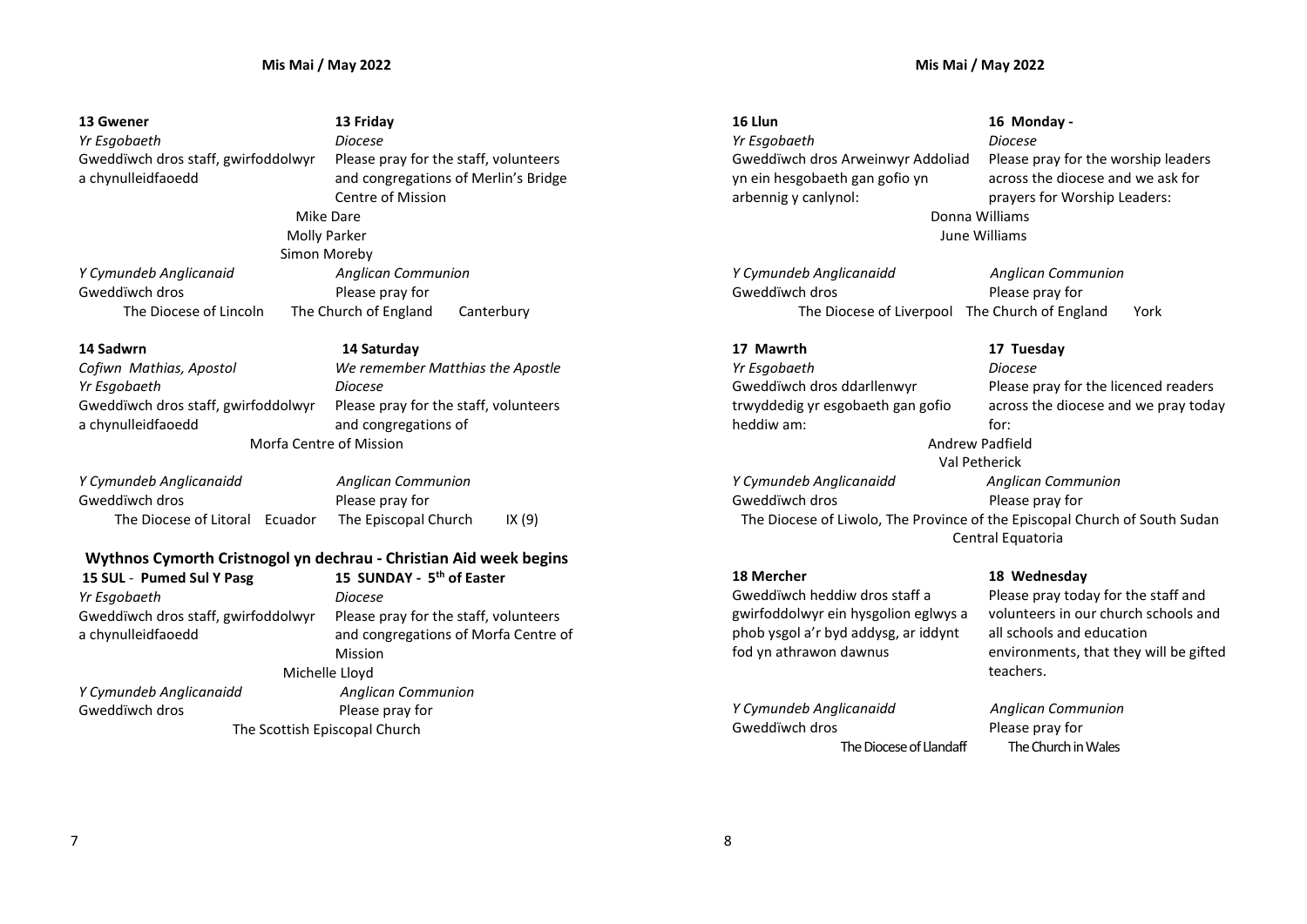**13 Gwener** | **13 Friday**

*Yr Esgobaeth* | *Diocese*

Gweddïwch dros staff, gwirfoddolwyr a chynulleidfaoedd

Please pray for the staff, volunteers and congregations of Merlin's Bridge Centre of Mission

Mike Dare
Molly Parker
Simon Moreby

*Y Cymundeb Anglicanaid* | *Anglican Communion*

Gweddïwch dros | Please pray for

The Diocese of Lincoln The Church of England Canterbury

**14 Sadwrn** | **14 Saturday**

*Cofiwn Mathias, Apostol* | *We remember Matthias the Apostle*

*Yr Esgobaeth* | *Diocese*

Gweddïwch dros staff, gwirfoddolwyr a chynulleidfaoedd

Please pray for the staff, volunteers and congregations of Morfa Centre of Mission

*Y Cymundeb Anglicanaidd* | *Anglican Communion*

Gweddïwch dros | Please pray for

The Diocese of Litoral Ecuador The Episcopal Church IX (9)

## Wythnos Cymorth Cristnogol yn dechrau - Christian Aid week begins

**15 SUL - Pumed Sul Y Pasg** | **15 SUNDAY - 5th of Easter**

*Yr Esgobaeth* | *Diocese*

Gweddïwch dros staff, gwirfoddolwyr a chynulleidfaoedd

Please pray for the staff, volunteers and congregations of Morfa Centre of Mission

Michelle Lloyd

*Y Cymundeb Anglicanaidd* | *Anglican Communion*

Gweddïwch dros | Please pray for

The Scottish Episcopal Church

**16 Llun** | **16 Monday -**

*Yr Esgobaeth* | *Diocese*

Gweddïwch dros Arweinwyr Addoliad yn ein hesgobaeth gan gofio yn arbennig y canlynol:

Please pray for the worship leaders across the diocese and we ask for prayers for Worship Leaders:

Donna Williams
June Williams

*Y Cymundeb Anglicanaidd* | *Anglican Communion*

Gweddïwch dros | Please pray for

The Diocese of Liverpool The Church of England York

**17 Mawrth** | **17 Tuesday**

*Yr Esgobaeth* | *Diocese*

Gweddïwch dros ddarllenwyr trwyddedig yr esgobaeth gan gofio heddiw am:

Please pray for the licenced readers across the diocese and we pray today for:

Andrew Padfield
Val Petherick

*Y Cymundeb Anglicanaidd* | *Anglican Communion*

Gweddïwch dros | Please pray for

The Diocese of Liwolo, The Province of the Episcopal Church of South Sudan Central Equatoria

**18 Mercher** | **18 Wednesday**

Gweddïwch heddiw dros staff a gwirfoddolwyr ein hysgolion eglwys a phob ysgol a'r byd addysg, ar iddynt fod yn athrawon dawnus

Please pray today for the staff and volunteers in our church schools and all schools and education environments, that they will be gifted teachers.

*Y Cymundeb Anglicanaidd* | *Anglican Communion*

Gweddïwch dros | Please pray for

The Diocese of Llandaff The Church in Wales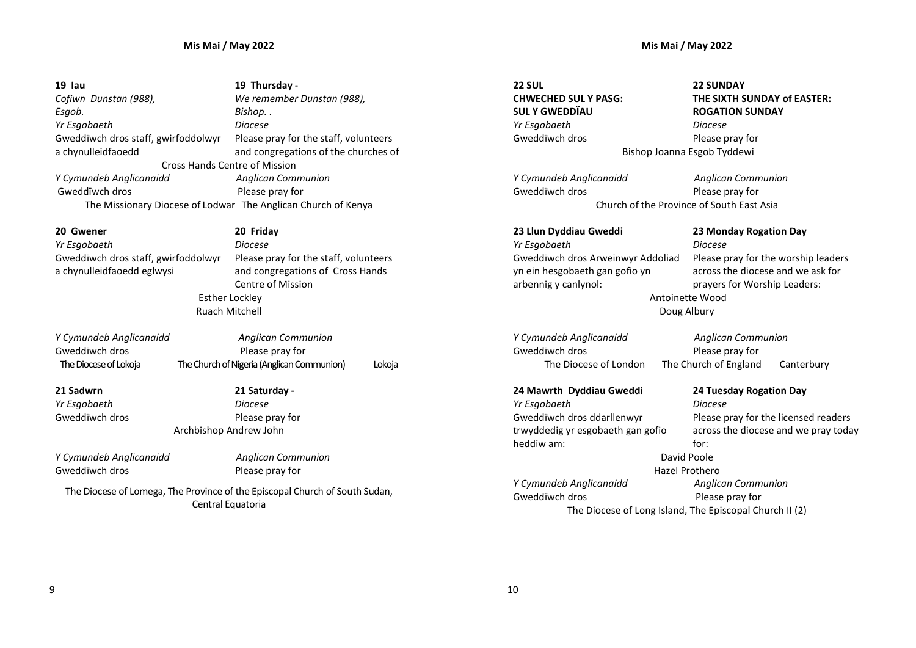**19 Iau** | **19 Thursday -**

*Cofiwn Dunstan (988), Esgob.* | *We remember Dunstan (988), Bishop. .*

*Yr Esgobaeth* | *Diocese*

Gweddïwch dros staff, gwirfoddolwyr a chynulleidfaoedd | Please pray for the staff, volunteers and congregations of the churches of

Cross Hands Centre of Mission

*Y Cymundeb Anglicanaidd* | *Anglican Communion*

Gweddïwch dros | Please pray for

The Missionary Diocese of Lodwar The Anglican Church of Kenya

**20 Gwener** | **20 Friday**

*Yr Esgobaeth* | *Diocese*

Gweddïwch dros staff, gwirfoddolwyr a chynulleidfaoedd eglwysi | Please pray for the staff, volunteers and congregations of Cross Hands Centre of Mission

Esther Lockley

Ruach Mitchell

*Y Cymundeb Anglicanaidd* | *Anglican Communion*

Gweddïwch dros | Please pray for

The Diocese of Lokoja The Church of Nigeria (Anglican Communion) Lokoja

**21 Sadwrn** | **21 Saturday -**

*Yr Esgobaeth* | *Diocese*

Gweddïwch dros | Please pray for

Archbishop Andrew John

*Y Cymundeb Anglicanaidd* | *Anglican Communion*

Gweddïwch dros | Please pray for

The Diocese of Lomega, The Province of the Episcopal Church of South Sudan, Central Equatoria

**22 SUL** | **22 SUNDAY**

**CHWECHED SUL Y PASG: SUL Y GWEDDÏAU** | **THE SIXTH SUNDAY of EASTER: ROGATION SUNDAY**

*Yr Esgobaeth* | *Diocese*

Gweddïwch dros | Please pray for

Bishop Joanna Esgob Tyddewi

*Y Cymundeb Anglicanaidd* | *Anglican Communion*

Gweddïwch dros | Please pray for

Church of the Province of South East Asia

**23 Llun Dyddiau Gweddi** | **23 Monday Rogation Day**

*Yr Esgobaeth* | *Diocese*

Gweddïwch dros Arweinwyr Addoliad yn ein hesgobaeth gan gofio yn arbennig y canlynol: | Please pray for the worship leaders across the diocese and we ask for prayers for Worship Leaders:

Antoinette Wood

Doug Albury

*Y Cymundeb Anglicanaidd* | *Anglican Communion*

Gweddïwch dros | Please pray for

The Diocese of London The Church of England Canterbury

**24 Mawrth Dyddiau Gweddi** | **24 Tuesday Rogation Day**

*Yr Esgobaeth* | *Diocese*

Gweddïwch dros ddarllenwyr trwyddedig yr esgobaeth gan gofio heddiw am: | Please pray for the licensed readers across the diocese and we pray today for:

David Poole

Hazel Prothero

*Y Cymundeb Anglicanaidd* | *Anglican Communion*

Gweddïwch dros | Please pray for

The Diocese of Long Island, The Episcopal Church II (2)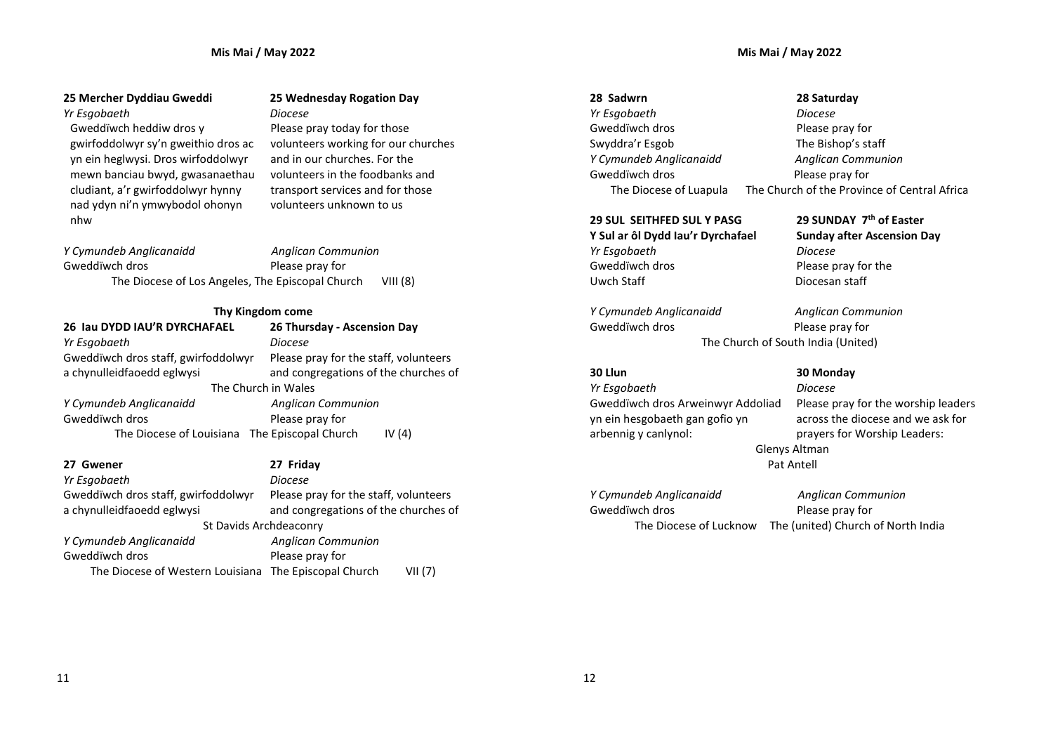**25 Mercher Dyddiau Gweddi** | **25 Wednesday Rogation Day**

*Yr Esgobaeth* | *Diocese*

Gweddïwch heddiw dros y gwirfoddolwyr sy'n gweithio dros ac yn ein heglwysi. Dros wirfoddolwyr mewn banciau bwyd, gwasanaethau cludiant, a'r gwirfoddolwyr hynny nad ydyn ni'n ymwybodol ohonyn nhw

Please pray today for those volunteers working for our churches and in our churches. For the volunteers in the foodbanks and transport services and for those volunteers unknown to us

*Y Cymundeb Anglicanaidd* | *Anglican Communion*

Gweddïwch dros | Please pray for

The Diocese of Los Angeles, The Episcopal Church VIII (8)

**Thy Kingdom come**

**26 Iau DYDD IAU'R DYRCHAFAEL** | **26 Thursday - Ascension Day**

*Yr Esgobaeth* | *Diocese*

Gweddïwch dros staff, gwirfoddolwyr a chynulleidfaoedd eglwysi | Please pray for the staff, volunteers and congregations of the churches of

The Church in Wales

*Y Cymundeb Anglicanaidd* | *Anglican Communion*

Gweddïwch dros | Please pray for

The Diocese of Louisiana The Episcopal Church IV (4)

**27 Gwener** | **27 Friday**

*Yr Esgobaeth* | *Diocese*

Gweddïwch dros staff, gwirfoddolwyr a chynulleidfaoedd eglwysi | Please pray for the staff, volunteers and congregations of the churches of

St Davids Archdeaconry

*Y Cymundeb Anglicanaidd* | *Anglican Communion*

Gweddïwch dros | Please pray for

The Diocese of Western Louisiana The Episcopal Church VII (7)

**28 Sadwrn** | **28 Saturday**

*Yr Esgobaeth* | *Diocese*

Gweddïwch dros | Please pray for

Swyddra'r Esgob | The Bishop's staff

*Y Cymundeb Anglicanaidd* | *Anglican Communion*

Gweddïwch dros | Please pray for

The Diocese of Luapula The Church of the Province of Central Africa

**29 SUL SEITHFED SUL Y PASG** | **29 SUNDAY 7th of Easter**

**Y Sul ar ôl Dydd Iau'r Dyrchafael** | **Sunday after Ascension Day**

*Yr Esgobaeth* | *Diocese*

Gweddïwch dros | Please pray for the

Uwch Staff | Diocesan staff

*Y Cymundeb Anglicanaidd* | *Anglican Communion*

Gweddïwch dros | Please pray for

The Church of South India (United)

**30 Llun** | **30 Monday**

*Yr Esgobaeth* | *Diocese*

Gweddïwch dros Arweinwyr Addoliad yn ein hesgobaeth gan gofio yn arbennig y canlynol: | Please pray for the worship leaders across the diocese and we ask for prayers for Worship Leaders:

Glenys Altman

Pat Antell

*Y Cymundeb Anglicanaidd* | *Anglican Communion*

Gweddïwch dros | Please pray for

The Diocese of Lucknow The (united) Church of North India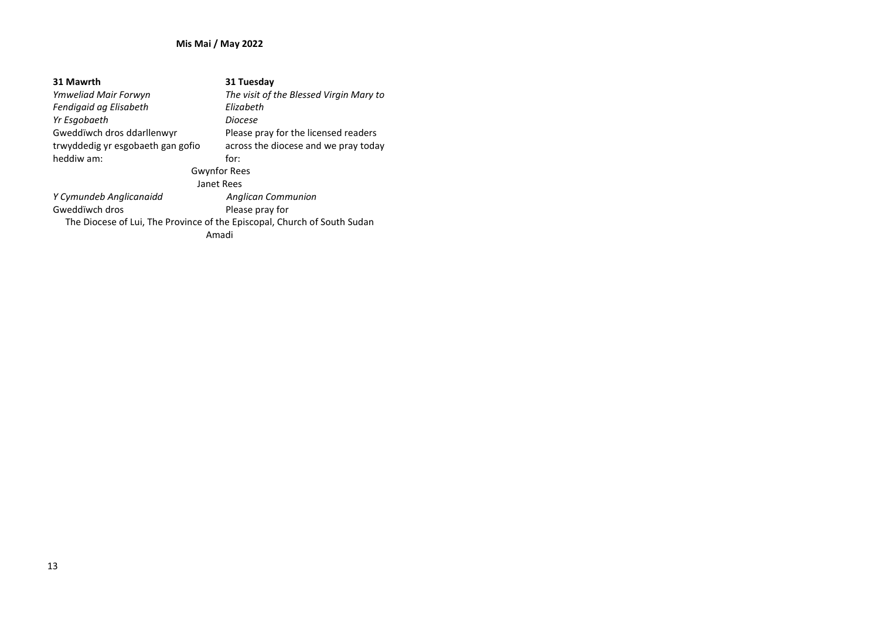**Mis Mai / May 2022**

| | |
|---|---|
| **31 Mawrth** | **31 Tuesday** |
| *Ymweliad Mair Forwyn Fendigaid ag Elisabeth* | *The visit of the Blessed Virgin Mary to Elizabeth* |
| *Yr Esgobaeth* | *Diocese* |
| Gweddïwch dros ddarllenwyr trwyddedig yr esgobaeth gan gofio heddiw am: | Please pray for the licensed readers across the diocese and we pray today for: |

Gwynfor Rees

Janet Rees

| | |
|---|---|
| *Y Cymundeb Anglicanaidd* | *Anglican Communion* |
| Gweddïwch dros | Please pray for |

The Diocese of Lui, The Province of the Episcopal, Church of South Sudan

Amadi